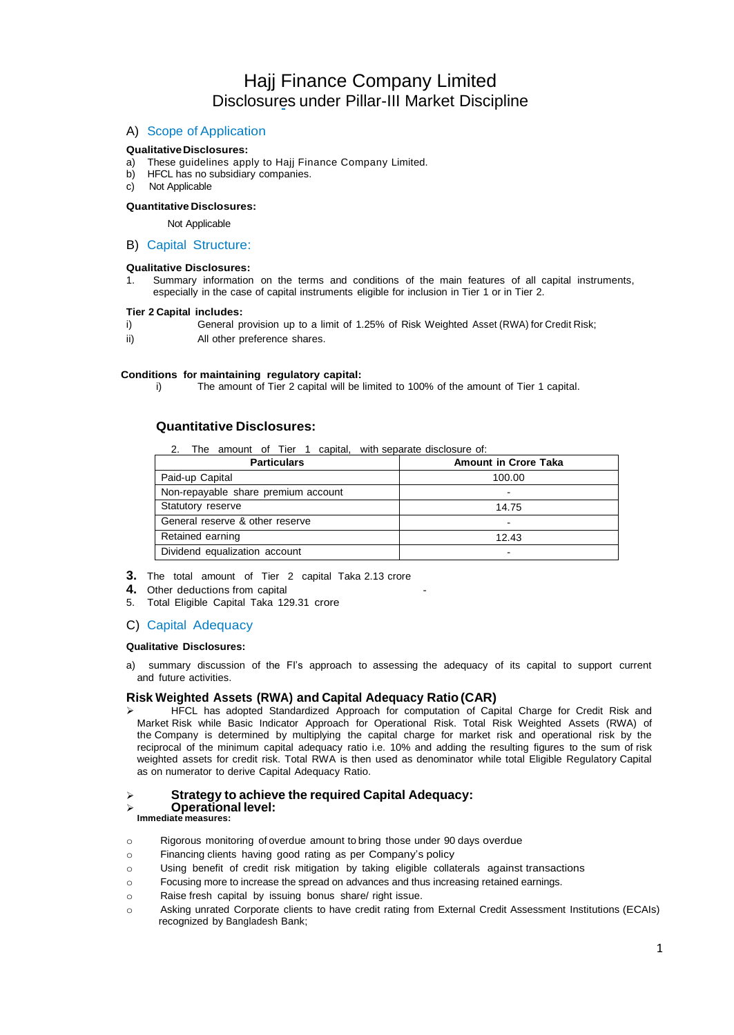# Hajj Finance Company Limited
## Disclosures under Pillar-III Market Discipline

## A) Scope of Application

**Qualitative Disclosures:**

a) These guidelines apply to Hajj Finance Company Limited.
b) HFCL has no subsidiary companies.
c) Not Applicable

**Quantitative Disclosures:**

Not Applicable

## B) Capital Structure:

**Qualitative Disclosures:**

1. Summary information on the terms and conditions of the main features of all capital instruments, especially in the case of capital instruments eligible for inclusion in Tier 1 or in Tier 2.

**Tier 2 Capital includes:**

i) General provision up to a limit of 1.25% of Risk Weighted Asset (RWA) for Credit Risk;
ii) All other preference shares.

**Conditions for maintaining regulatory capital:**

i) The amount of Tier 2 capital will be limited to 100% of the amount of Tier 1 capital.

### Quantitative Disclosures:

2. The amount of Tier 1 capital, with separate disclosure of:

| Particulars | Amount in Crore Taka |
|---|---|
| Paid-up Capital | 100.00 |
| Non-repayable share premium account | - |
| Statutory reserve | 14.75 |
| General reserve & other reserve | - |
| Retained earning | 12.43 |
| Dividend equalization account | - |

3. The total amount of Tier 2 capital Taka 2.13 crore
4. Other deductions from capital -
5. Total Eligible Capital Taka 129.31 crore

## C) Capital Adequacy

**Qualitative Disclosures:**

a) summary discussion of the FI's approach to assessing the adequacy of its capital to support current and future activities.

### Risk Weighted Assets (RWA) and Capital Adequacy Ratio (CAR)

- HFCL has adopted Standardized Approach for computation of Capital Charge for Credit Risk and Market Risk while Basic Indicator Approach for Operational Risk. Total Risk Weighted Assets (RWA) of the Company is determined by multiplying the capital charge for market risk and operational risk by the reciprocal of the minimum capital adequacy ratio i.e. 10% and adding the resulting figures to the sum of risk weighted assets for credit risk. Total RWA is then used as denominator while total Eligible Regulatory Capital as on numerator to derive Capital Adequacy Ratio.

- **Strategy to achieve the required Capital Adequacy:**
- **Operational level:**

**Immediate measures:**

- Rigorous monitoring of overdue amount to bring those under 90 days overdue
- Financing clients having good rating as per Company's policy
- Using benefit of credit risk mitigation by taking eligible collaterals against transactions
- Focusing more to increase the spread on advances and thus increasing retained earnings.
- Raise fresh capital by issuing bonus share/ right issue.
- Asking unrated Corporate clients to have credit rating from External Credit Assessment Institutions (ECAIs) recognized by Bangladesh Bank;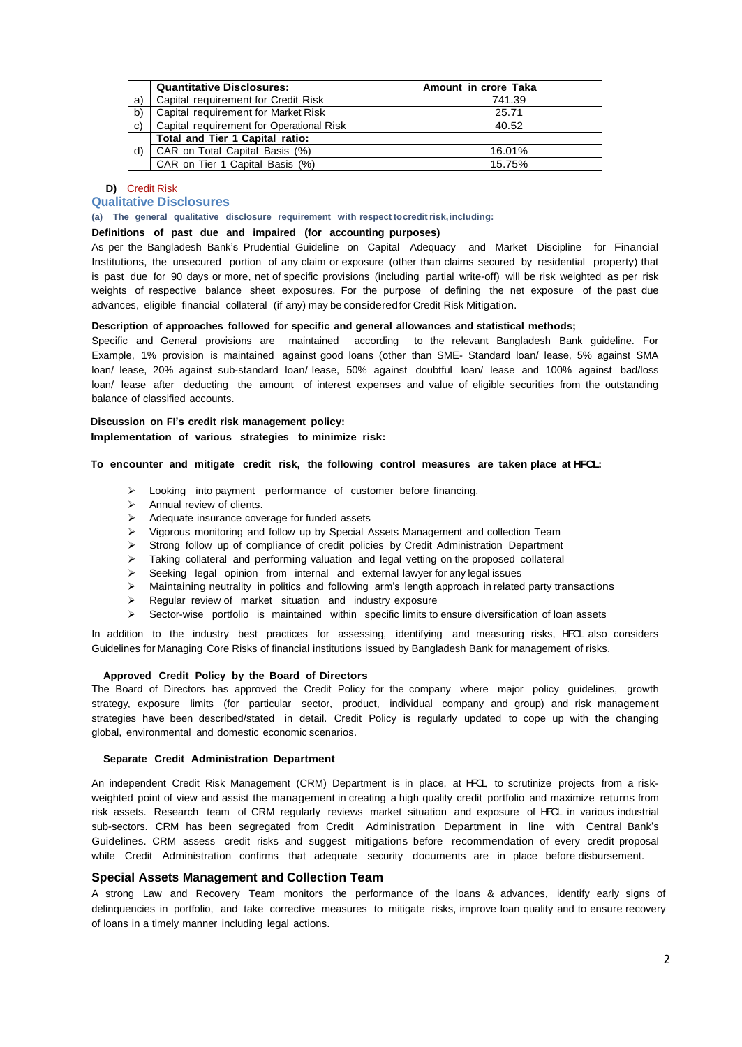|  | Quantitative Disclosures: | Amount in crore Taka |
|---|---|---|
| a) | Capital requirement for Credit Risk | 741.39 |
| b) | Capital requirement for Market Risk | 25.71 |
| c) | Capital requirement for Operational Risk | 40.52 |
| d) | **Total and Tier 1 Capital ratio:** | |
|  | CAR on Total Capital Basis (%) | 16.01% |
|  | CAR on Tier 1 Capital Basis (%) | 15.75% |

**D)** Credit Risk

## Qualitative Disclosures

**(a) The general qualitative disclosure requirement with respect to credit risk, including:**

**Definitions of past due and impaired (for accounting purposes)**

As per the Bangladesh Bank's Prudential Guideline on Capital Adequacy and Market Discipline for Financial Institutions, the unsecured portion of any claim or exposure (other than claims secured by residential property) that is past due for 90 days or more, net of specific provisions (including partial write-off) will be risk weighted as per risk weights of respective balance sheet exposures. For the purpose of defining the net exposure of the past due advances, eligible financial collateral (if any) may be considered for Credit Risk Mitigation.

**Description of approaches followed for specific and general allowances and statistical methods;**

Specific and General provisions are maintained according to the relevant Bangladesh Bank guideline. For Example, 1% provision is maintained against good loans (other than SME- Standard loan/ lease, 5% against SMA loan/ lease, 20% against sub-standard loan/ lease, 50% against doubtful loan/ lease and 100% against bad/loss loan/ lease after deducting the amount of interest expenses and value of eligible securities from the outstanding balance of classified accounts.

**Discussion on FI's credit risk management policy:**
**Implementation of various strategies to minimize risk:**

**To encounter and mitigate credit risk, the following control measures are taken place at HFCL:**

- Looking into payment performance of customer before financing.
- Annual review of clients.
- Adequate insurance coverage for funded assets
- Vigorous monitoring and follow up by Special Assets Management and collection Team
- Strong follow up of compliance of credit policies by Credit Administration Department
- Taking collateral and performing valuation and legal vetting on the proposed collateral
- Seeking legal opinion from internal and external lawyer for any legal issues
- Maintaining neutrality in politics and following arm's length approach in related party transactions
- Regular review of market situation and industry exposure
- Sector-wise portfolio is maintained within specific limits to ensure diversification of loan assets

In addition to the industry best practices for assessing, identifying and measuring risks, HFCL also considers Guidelines for Managing Core Risks of financial institutions issued by Bangladesh Bank for management of risks.

**Approved Credit Policy by the Board of Directors**

The Board of Directors has approved the Credit Policy for the company where major policy guidelines, growth strategy, exposure limits (for particular sector, product, individual company and group) and risk management strategies have been described/stated in detail. Credit Policy is regularly updated to cope up with the changing global, environmental and domestic economic scenarios.

**Separate Credit Administration Department**

An independent Credit Risk Management (CRM) Department is in place, at HFCL, to scrutinize projects from a risk-weighted point of view and assist the management in creating a high quality credit portfolio and maximize returns from risk assets. Research team of CRM regularly reviews market situation and exposure of HFCL in various industrial sub-sectors. CRM has been segregated from Credit Administration Department in line with Central Bank's Guidelines. CRM assess credit risks and suggest mitigations before recommendation of every credit proposal while Credit Administration confirms that adequate security documents are in place before disbursement.

### Special Assets Management and Collection Team

A strong Law and Recovery Team monitors the performance of the loans & advances, identify early signs of delinquencies in portfolio, and take corrective measures to mitigate risks, improve loan quality and to ensure recovery of loans in a timely manner including legal actions.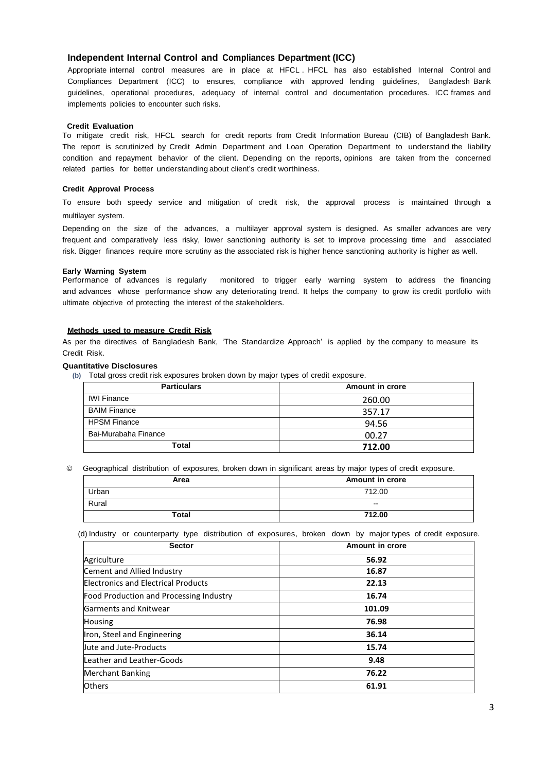### Independent Internal Control and Compliances Department (ICC)

Appropriate internal control measures are in place at HFCL . HFCL has also established Internal Control and Compliances Department (ICC) to ensures, compliance with approved lending guidelines, Bangladesh Bank guidelines, operational procedures, adequacy of internal control and documentation procedures. ICC frames and implements policies to encounter such risks.

**Credit Evaluation**

To mitigate credit risk, HFCL search for credit reports from Credit Information Bureau (CIB) of Bangladesh Bank. The report is scrutinized by Credit Admin Department and Loan Operation Department to understand the liability condition and repayment behavior of the client. Depending on the reports, opinions are taken from the concerned related parties for better understanding about client's credit worthiness.

**Credit Approval Process**

To ensure both speedy service and mitigation of credit risk, the approval process is maintained through a multilayer system.

Depending on the size of the advances, a multilayer approval system is designed. As smaller advances are very frequent and comparatively less risky, lower sanctioning authority is set to improve processing time and associated risk. Bigger finances require more scrutiny as the associated risk is higher hence sanctioning authority is higher as well.

**Early Warning System**

Performance of advances is regularly monitored to trigger early warning system to address the financing and advances whose performance show any deteriorating trend. It helps the company to grow its credit portfolio with ultimate objective of protecting the interest of the stakeholders.

**Methods used to measure Credit Risk**

As per the directives of Bangladesh Bank, 'The Standardize Approach' is applied by the company to measure its Credit Risk.

**Quantitative Disclosures**

(b) Total gross credit risk exposures broken down by major types of credit exposure.

| Particulars | Amount in crore |
| --- | --- |
| IWI Finance | 260.00 |
| BAIM Finance | 357.17 |
| HPSM Finance | 94.56 |
| Bai-Murabaha Finance | 00.27 |
| **Total** | **712.00** |

© Geographical distribution of exposures, broken down in significant areas by major types of credit exposure.

| Area | Amount in crore |
| --- | --- |
| Urban | 712.00 |
| Rural | -- |
| **Total** | **712.00** |

(d) Industry or counterparty type distribution of exposures, broken down by major types of credit exposure.

| Sector | Amount in crore |
| --- | --- |
| Agriculture | **56.92** |
| Cement and Allied Industry | **16.87** |
| Electronics and Electrical Products | **22.13** |
| Food Production and Processing Industry | **16.74** |
| Garments and Knitwear | **101.09** |
| Housing | **76.98** |
| Iron, Steel and Engineering | **36.14** |
| Jute and Jute-Products | **15.74** |
| Leather and Leather-Goods | **9.48** |
| Merchant Banking | **76.22** |
| Others | **61.91** |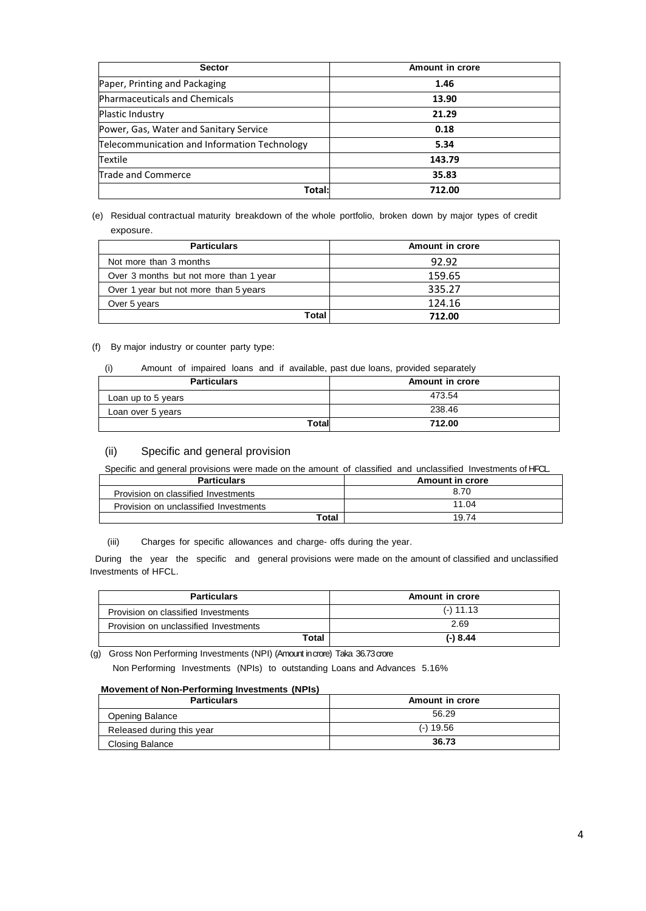| Sector | Amount in crore |
|---|---|
| Paper, Printing and Packaging | **1.46** |
| Pharmaceuticals and Chemicals | **13.90** |
| Plastic Industry | **21.29** |
| Power, Gas, Water and Sanitary Service | **0.18** |
| Telecommunication and Information Technology | **5.34** |
| Textile | **143.79** |
| Trade and Commerce | **35.83** |
| **Total:** | **712.00** |

(e) Residual contractual maturity breakdown of the whole portfolio, broken down by major types of credit exposure.

| Particulars | Amount in crore |
|---|---|
| Not more than 3 months | 92.92 |
| Over 3 months but not more than 1 year | 159.65 |
| Over 1 year but not more than 5 years | 335.27 |
| Over 5 years | 124.16 |
| **Total** | **712.00** |

(f) By major industry or counter party type:

(i) Amount of impaired loans and if available, past due loans, provided separately

| Particulars | Amount in crore |
|---|---|
| Loan up to 5 years | 473.54 |
| Loan over 5 years | 238.46 |
| **Total** | **712.00** |

### (ii) Specific and general provision

Specific and general provisions were made on the amount of classified and unclassified Investments of HFCL.

| Particulars | Amount in crore |
|---|---|
| Provision on classified Investments | 8.70 |
| Provision on unclassified Investments | 11.04 |
| **Total** | 19.74 |

(iii) Charges for specific allowances and charge- offs during the year.

During the year the specific and general provisions were made on the amount of classified and unclassified Investments of HFCL.

| Particulars | Amount in crore |
|---|---|
| Provision on classified Investments | (-) 11.13 |
| Provision on unclassified Investments | 2.69 |
| **Total** | **(-) 8.44** |

(g) Gross Non Performing Investments (NPI) (Amount in crore) Taka 36.73 crore

Non Performing Investments (NPIs) to outstanding Loans and Advances 5.16%

**Movement of Non-Performing Investments (NPIs)**

| Particulars | Amount in crore |
|---|---|
| Opening Balance | 56.29 |
| Released during this year | (-) 19.56 |
| Closing Balance | **36.73** |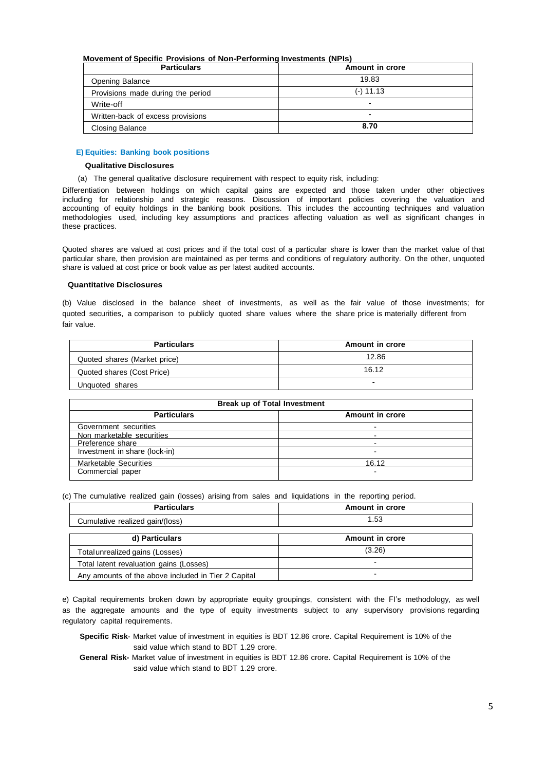**Movement of Specific Provisions of Non-Performing Investments (NPIs)**

| Particulars | Amount in crore |
|---|---|
| Opening Balance | 19.83 |
| Provisions made during the period | (-) 11.13 |
| Write-off | - |
| Written-back of excess provisions | - |
| Closing Balance | **8.70** |

### E) Equities: Banking book positions

**Qualitative Disclosures**

(a) The general qualitative disclosure requirement with respect to equity risk, including:

Differentiation between holdings on which capital gains are expected and those taken under other objectives including for relationship and strategic reasons. Discussion of important policies covering the valuation and accounting of equity holdings in the banking book positions. This includes the accounting techniques and valuation methodologies used, including key assumptions and practices affecting valuation as well as significant changes in these practices.

Quoted shares are valued at cost prices and if the total cost of a particular share is lower than the market value of that particular share, then provision are maintained as per terms and conditions of regulatory authority. On the other, unquoted share is valued at cost price or book value as per latest audited accounts.

**Quantitative Disclosures**

(b) Value disclosed in the balance sheet of investments, as well as the fair value of those investments; for quoted securities, a comparison to publicly quoted share values where the share price is materially different from fair value.

| Particulars | Amount in crore |
|---|---|
| Quoted shares (Market price) | 12.86 |
| Quoted shares (Cost Price) | 16.12 |
| Unquoted shares | - |

| Break up of Total Investment | |
|---|---|
| **Particulars** | **Amount in crore** |
| Government securities | - |
| Non marketable securities | - |
| Preference share | - |
| Investment in share (lock-in) | - |
| Marketable Securities | 16.12 |
| Commercial paper | - |

(c) The cumulative realized gain (losses) arising from sales and liquidations in the reporting period.

| Particulars | Amount in crore |
|---|---|
| Cumulative realized gain/(loss) | 1.53 |

| d) Particulars | Amount in crore |
|---|---|
| Total unrealized gains (Losses) | (3.26) |
| Total latent revaluation gains (Losses) | - |
| Any amounts of the above included in Tier 2 Capital | - |

e) Capital requirements broken down by appropriate equity groupings, consistent with the FI's methodology, as well as the aggregate amounts and the type of equity investments subject to any supervisory provisions regarding regulatory capital requirements.

**Specific Risk**- Market value of investment in equities is BDT 12.86 crore. Capital Requirement is 10% of the said value which stand to BDT 1.29 crore.

**General Risk-** Market value of investment in equities is BDT 12.86 crore. Capital Requirement is 10% of the said value which stand to BDT 1.29 crore.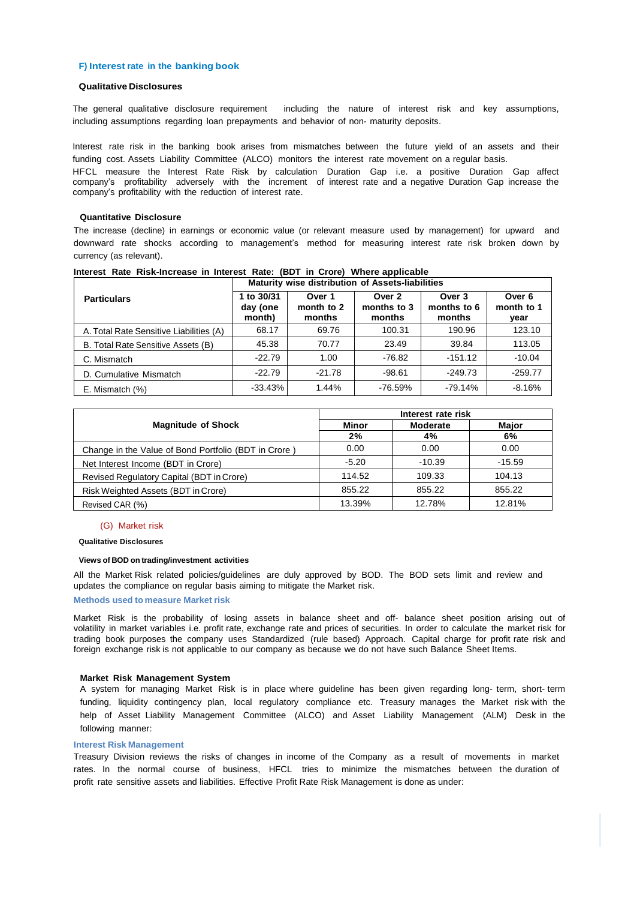### F) Interest rate in the banking book

**Qualitative Disclosures**

The general qualitative disclosure requirement including the nature of interest risk and key assumptions, including assumptions regarding loan prepayments and behavior of non- maturity deposits.

Interest rate risk in the banking book arises from mismatches between the future yield of an assets and their funding cost. Assets Liability Committee (ALCO) monitors the interest rate movement on a regular basis.
HFCL measure the Interest Rate Risk by calculation Duration Gap i.e. a positive Duration Gap affect company's profitability adversely with the increment of interest rate and a negative Duration Gap increase the company's profitability with the reduction of interest rate.

**Quantitative Disclosure**

The increase (decline) in earnings or economic value (or relevant measure used by management) for upward and downward rate shocks according to management's method for measuring interest rate risk broken down by currency (as relevant).

**Interest Rate Risk-Increase in Interest Rate: (BDT in Crore) Where applicable**

| Particulars | Maturity wise distribution of Assets-liabilities | | | | |
|---|---|---|---|---|---|
| | 1 to 30/31 day (one month) | Over 1 month to 2 months | Over 2 months to 3 months | Over 3 months to 6 months | Over 6 month to 1 year |
| A. Total Rate Sensitive Liabilities (A) | 68.17 | 69.76 | 100.31 | 190.96 | 123.10 |
| B. Total Rate Sensitive Assets (B) | 45.38 | 70.77 | 23.49 | 39.84 | 113.05 |
| C. Mismatch | -22.79 | 1.00 | -76.82 | -151.12 | -10.04 |
| D. Cumulative Mismatch | -22.79 | -21.78 | -98.61 | -249.73 | -259.77 |
| E. Mismatch (%) | -33.43% | 1.44% | -76.59% | -79.14% | -8.16% |

| Magnitude of Shock | Interest rate risk | | |
|---|---|---|---|
| | Minor | Moderate | Major |
| | 2% | 4% | 6% |
| Change in the Value of Bond Portfolio (BDT in Crore ) | 0.00 | 0.00 | 0.00 |
| Net Interest Income (BDT in Crore) | -5.20 | -10.39 | -15.59 |
| Revised Regulatory Capital (BDT in Crore) | 114.52 | 109.33 | 104.13 |
| Risk Weighted Assets (BDT in Crore) | 855.22 | 855.22 | 855.22 |
| Revised CAR (%) | 13.39% | 12.78% | 12.81% |

### (G) Market risk

**Qualitative Disclosures**

**Views of BOD on trading/investment activities**

All the Market Risk related policies/guidelines are duly approved by BOD. The BOD sets limit and review and updates the compliance on regular basis aiming to mitigate the Market risk.

**Methods used to measure Market risk**

Market Risk is the probability of losing assets in balance sheet and off- balance sheet position arising out of volatility in market variables i.e. profit rate, exchange rate and prices of securities. In order to calculate the market risk for trading book purposes the company uses Standardized (rule based) Approach. Capital charge for profit rate risk and foreign exchange risk is not applicable to our company as because we do not have such Balance Sheet Items.

**Market Risk Management System**

A system for managing Market Risk is in place where guideline has been given regarding long- term, short- term funding, liquidity contingency plan, local regulatory compliance etc. Treasury manages the Market risk with the help of Asset Liability Management Committee (ALCO) and Asset Liability Management (ALM) Desk in the following manner:

**Interest Risk Management**

Treasury Division reviews the risks of changes in income of the Company as a result of movements in market rates. In the normal course of business, HFCL tries to minimize the mismatches between the duration of profit rate sensitive assets and liabilities. Effective Profit Rate Risk Management is done as under: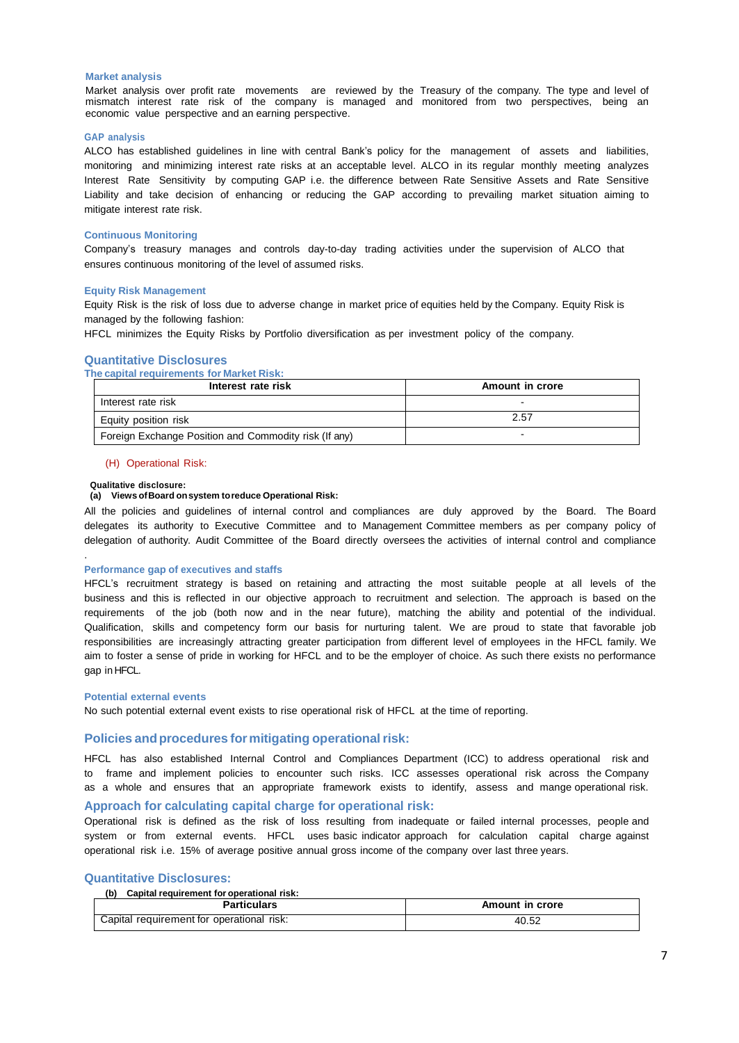### Market analysis

Market analysis over profit rate movements are reviewed by the Treasury of the company. The type and level of mismatch interest rate risk of the company is managed and monitored from two perspectives, being an economic value perspective and an earning perspective.

### GAP analysis

ALCO has established guidelines in line with central Bank's policy for the management of assets and liabilities, monitoring and minimizing interest rate risks at an acceptable level. ALCO in its regular monthly meeting analyzes Interest Rate Sensitivity by computing GAP i.e. the difference between Rate Sensitive Assets and Rate Sensitive Liability and take decision of enhancing or reducing the GAP according to prevailing market situation aiming to mitigate interest rate risk.

### Continuous Monitoring

Company's treasury manages and controls day-to-day trading activities under the supervision of ALCO that ensures continuous monitoring of the level of assumed risks.

### Equity Risk Management

Equity Risk is the risk of loss due to adverse change in market price of equities held by the Company. Equity Risk is managed by the following fashion:

HFCL minimizes the Equity Risks by Portfolio diversification as per investment policy of the company.

## Quantitative Disclosures

**The capital requirements for Market Risk:**

| Interest rate risk | Amount in crore |
|---|---|
| Interest rate risk | - |
| Equity position risk | 2.57 |
| Foreign Exchange Position and Commodity risk (If any) | - |

### (H) Operational Risk:

**Qualitative disclosure:**

**(a) Views of Board on system to reduce Operational Risk:**

All the policies and guidelines of internal control and compliances are duly approved by the Board. The Board delegates its authority to Executive Committee and to Management Committee members as per company policy of delegation of authority. Audit Committee of the Board directly oversees the activities of internal control and compliance

.

### Performance gap of executives and staffs

HFCL's recruitment strategy is based on retaining and attracting the most suitable people at all levels of the business and this is reflected in our objective approach to recruitment and selection. The approach is based on the requirements of the job (both now and in the near future), matching the ability and potential of the individual. Qualification, skills and competency form our basis for nurturing talent. We are proud to state that favorable job responsibilities are increasingly attracting greater participation from different level of employees in the HFCL family. We aim to foster a sense of pride in working for HFCL and to be the employer of choice. As such there exists no performance gap in HFCL.

### Potential external events

No such potential external event exists to rise operational risk of HFCL at the time of reporting.

## Policies and procedures for mitigating operational risk:

HFCL has also established Internal Control and Compliances Department (ICC) to address operational risk and to frame and implement policies to encounter such risks. ICC assesses operational risk across the Company as a whole and ensures that an appropriate framework exists to identify, assess and mange operational risk.

## Approach for calculating capital charge for operational risk:

Operational risk is defined as the risk of loss resulting from inadequate or failed internal processes, people and system or from external events. HFCL uses basic indicator approach for calculation capital charge against operational risk i.e. 15% of average positive annual gross income of the company over last three years.

## Quantitative Disclosures:

**(b) Capital requirement for operational risk:**

| Particulars | Amount in crore |
|---|---|
| Capital requirement for operational risk: | 40.52 |